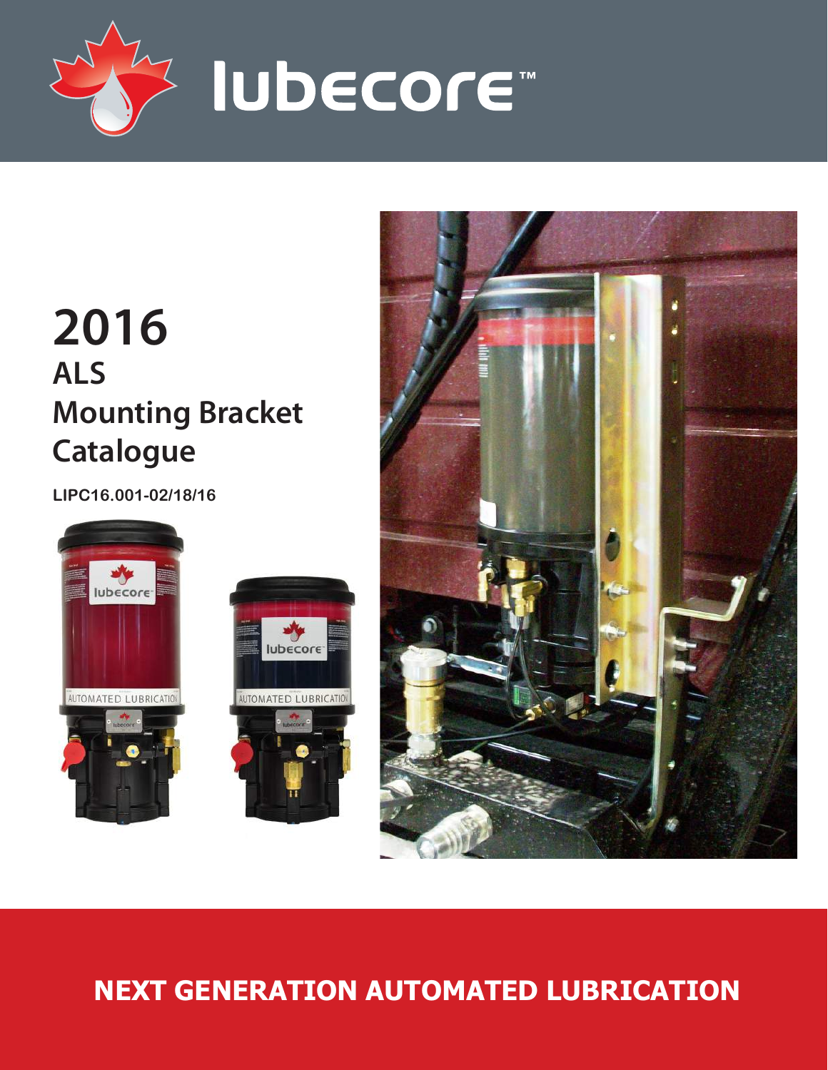lubecore™

# 2016
## ALS
## Mounting Bracket
## Catalogue

LIPC16.001-02/18/16

**NEXT GENERATION AUTOMATED LUBRICATION**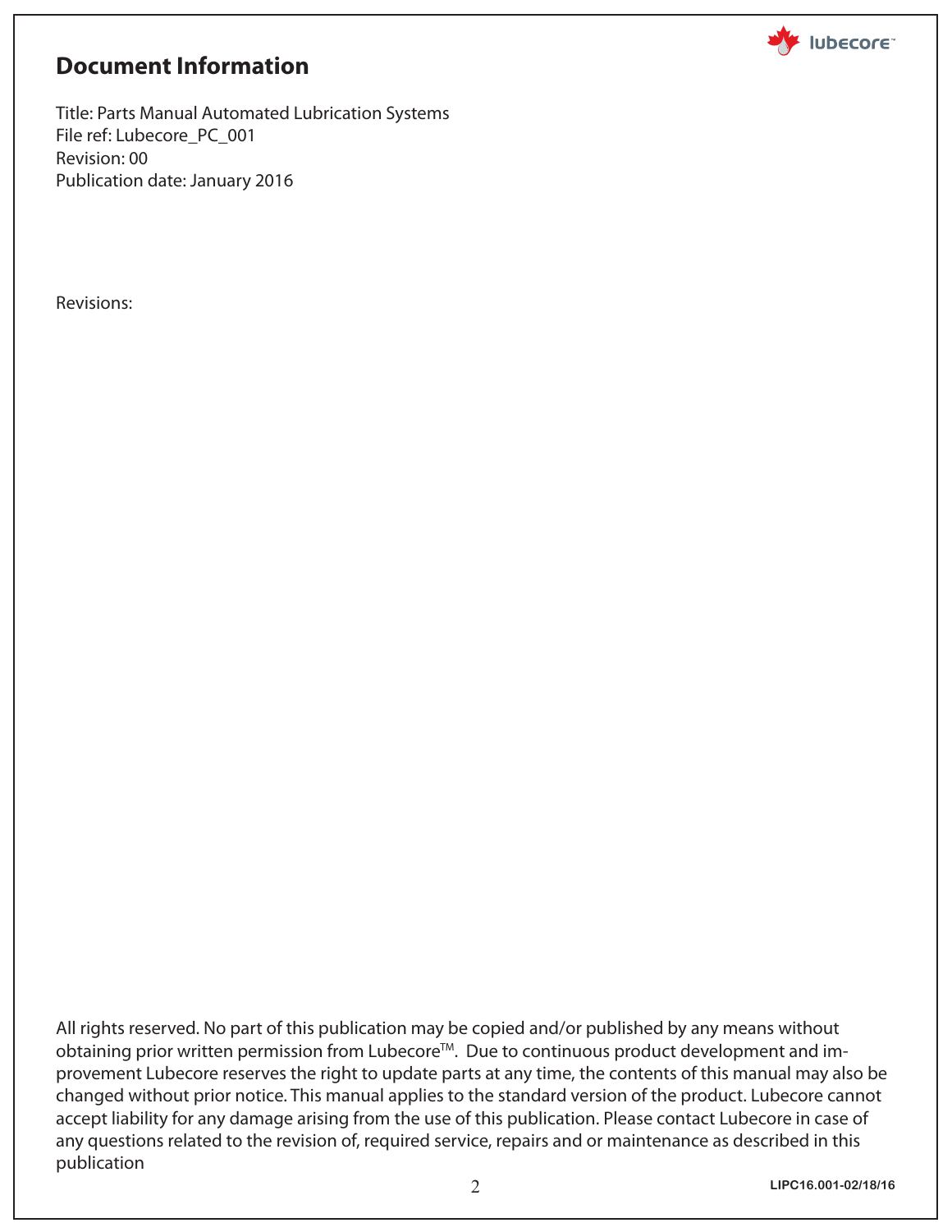# Document Information

Title: Parts Manual Automated Lubrication Systems
File ref: Lubecore_PC_001
Revision: 00
Publication date: January 2016

Revisions:

All rights reserved. No part of this publication may be copied and/or published by any means without obtaining prior written permission from Lubecore™. Due to continuous product development and improvement Lubecore reserves the right to update parts at any time, the contents of this manual may also be changed without prior notice. This manual applies to the standard version of the product. Lubecore cannot accept liability for any damage arising from the use of this publication. Please contact Lubecore in case of any questions related to the revision of, required service, repairs and or maintenance as described in this publication

LIPC16.001-02/18/16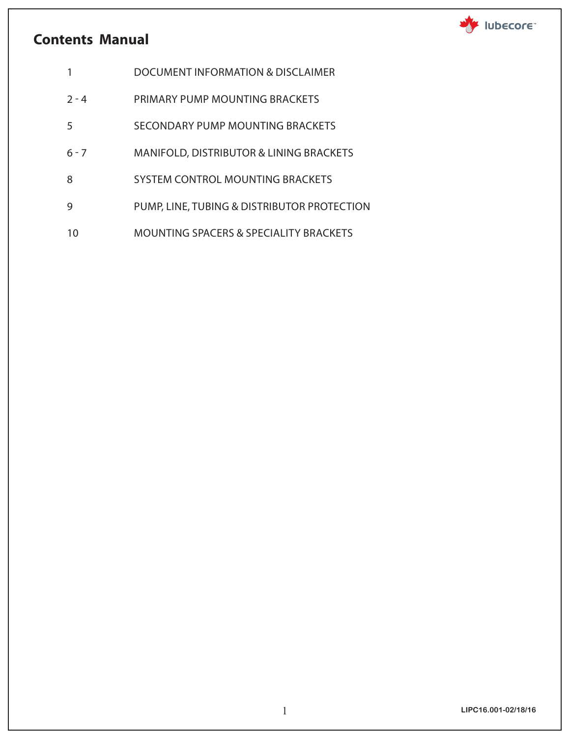# Contents Manual

| | |
|---|---|
| 1 | DOCUMENT INFORMATION & DISCLAIMER |
| 2 - 4 | PRIMARY PUMP MOUNTING BRACKETS |
| 5 | SECONDARY PUMP MOUNTING BRACKETS |
| 6 - 7 | MANIFOLD, DISTRIBUTOR & LINING BRACKETS |
| 8 | SYSTEM CONTROL MOUNTING BRACKETS |
| 9 | PUMP, LINE, TUBING & DISTRIBUTOR PROTECTION |
| 10 | MOUNTING SPACERS & SPECIALITY BRACKETS |

LIPC16.001-02/18/16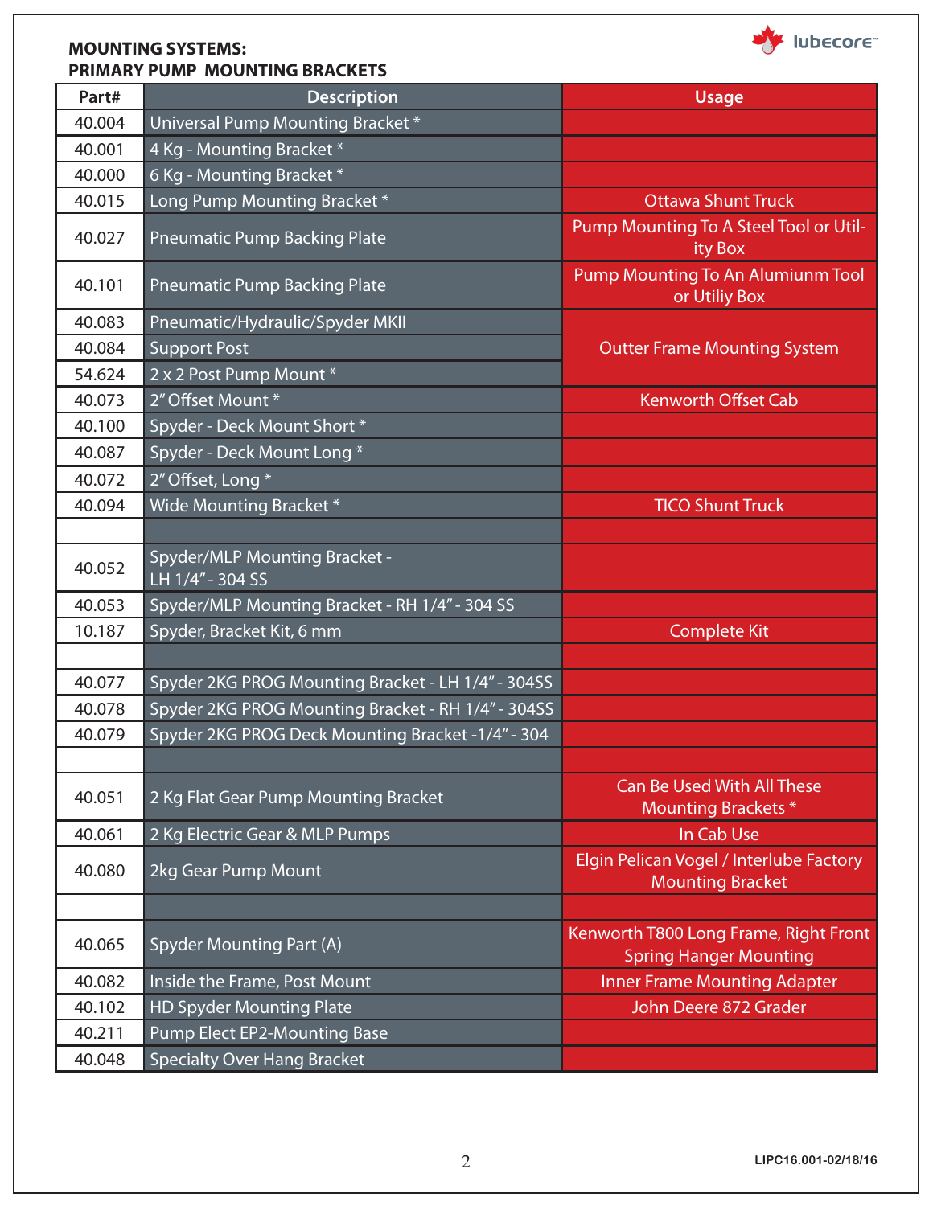## MOUNTING SYSTEMS:
## PRIMARY PUMP MOUNTING BRACKETS

| Part# | Description | Usage |
|---|---|---|
| 40.004 | Universal Pump Mounting Bracket * | |
| 40.001 | 4 Kg - Mounting Bracket * | |
| 40.000 | 6 Kg - Mounting Bracket * | |
| 40.015 | Long Pump Mounting Bracket * | Ottawa Shunt Truck |
| 40.027 | Pneumatic Pump Backing Plate | Pump Mounting To A Steel Tool or Utility Box |
| 40.101 | Pneumatic Pump Backing Plate | Pump Mounting To An Alumiunm Tool or Utiliy Box |
| 40.083 | Pneumatic/Hydraulic/Spyder MKII | Outter Frame Mounting System |
| 40.084 | Support Post | |
| 54.624 | 2 x 2 Post Pump Mount * | |
| 40.073 | 2" Offset Mount * | Kenworth Offset Cab |
| 40.100 | Spyder - Deck Mount Short * | |
| 40.087 | Spyder - Deck Mount Long * | |
| 40.072 | 2" Offset, Long * | |
| 40.094 | Wide Mounting Bracket * | TICO Shunt Truck |
| | | |
| 40.052 | Spyder/MLP Mounting Bracket - LH 1/4" - 304 SS | |
| 40.053 | Spyder/MLP Mounting Bracket - RH 1/4" - 304 SS | |
| 10.187 | Spyder, Bracket Kit, 6 mm | Complete Kit |
| | | |
| 40.077 | Spyder 2KG PROG Mounting Bracket - LH 1/4" - 304SS | |
| 40.078 | Spyder 2KG PROG Mounting Bracket - RH 1/4" - 304SS | |
| 40.079 | Spyder 2KG PROG Deck Mounting Bracket -1/4" - 304 | |
| | | |
| 40.051 | 2 Kg Flat Gear Pump Mounting Bracket | Can Be Used With All These Mounting Brackets * |
| 40.061 | 2 Kg Electric Gear & MLP Pumps | In Cab Use |
| 40.080 | 2kg Gear Pump Mount | Elgin Pelican Vogel / Interlube Factory Mounting Bracket |
| | | |
| 40.065 | Spyder Mounting Part (A) | Kenworth T800 Long Frame, Right Front Spring Hanger Mounting |
| 40.082 | Inside the Frame, Post Mount | Inner Frame Mounting Adapter |
| 40.102 | HD Spyder Mounting Plate | John Deere 872 Grader |
| 40.211 | Pump Elect EP2-Mounting Base | |
| 40.048 | Specialty Over Hang Bracket | |

LIPC16.001-02/18/16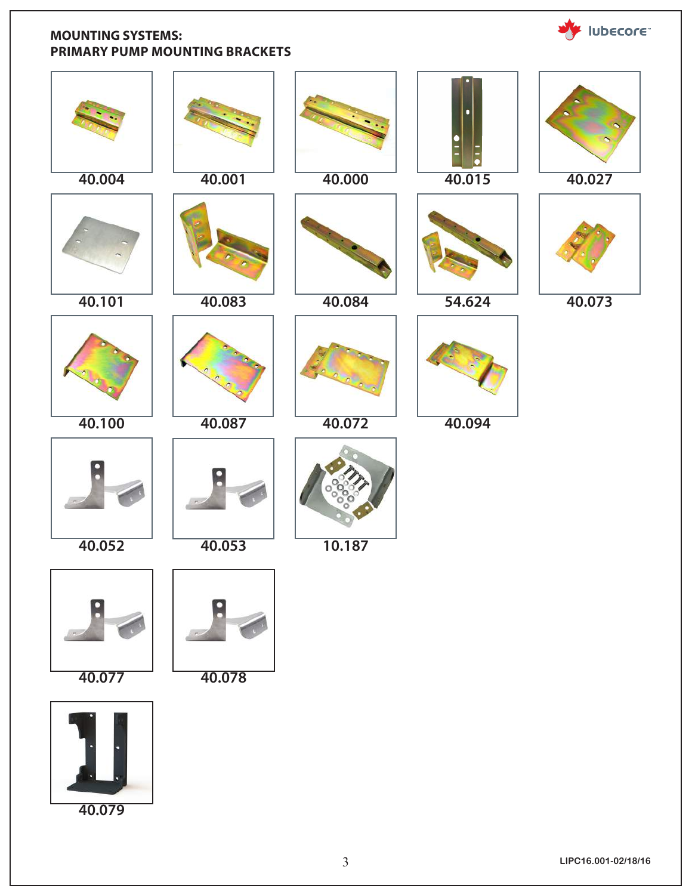## MOUNTING SYSTEMS:
## PRIMARY PUMP MOUNTING BRACKETS

40.004

40.001

40.000

40.015

40.027

40.101

40.083

40.084

54.624

40.073

40.100

40.087

40.072

40.094

40.052

40.053

10.187

40.077

40.078

40.079

LIPC16.001-02/18/16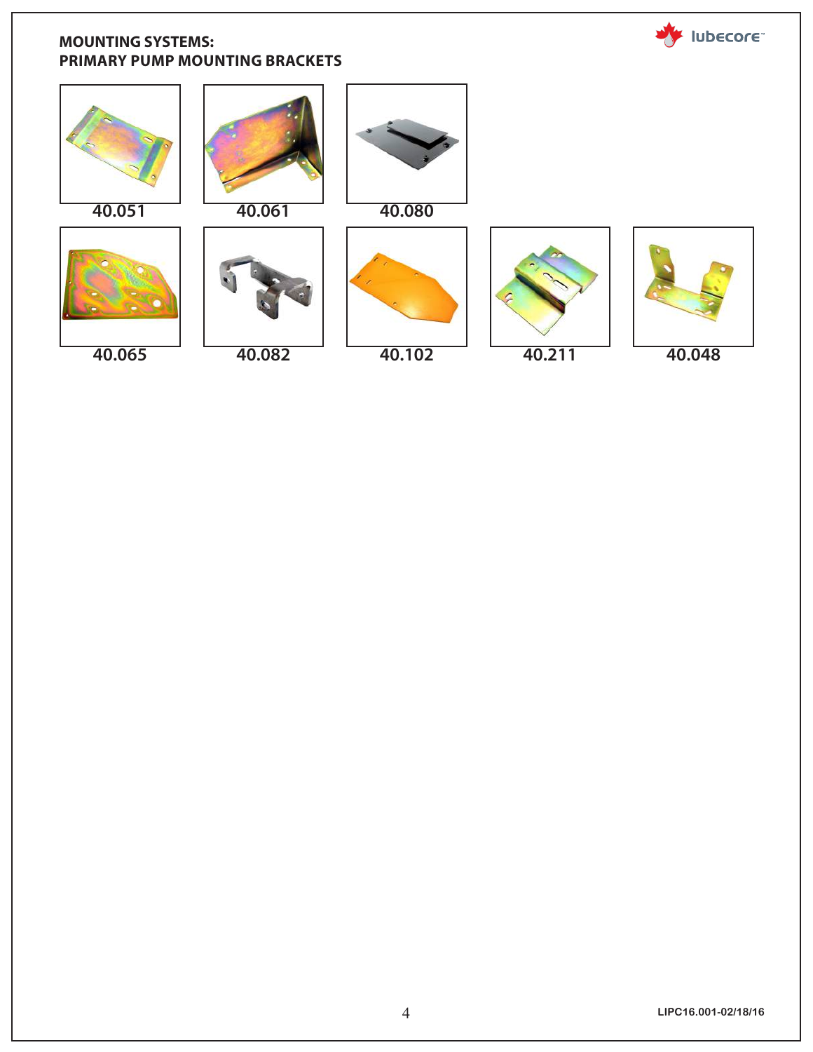## MOUNTING SYSTEMS:
## PRIMARY PUMP MOUNTING BRACKETS

40.051

40.061

40.080

40.065

40.082

40.102

40.211

40.048

LIPC16.001-02/18/16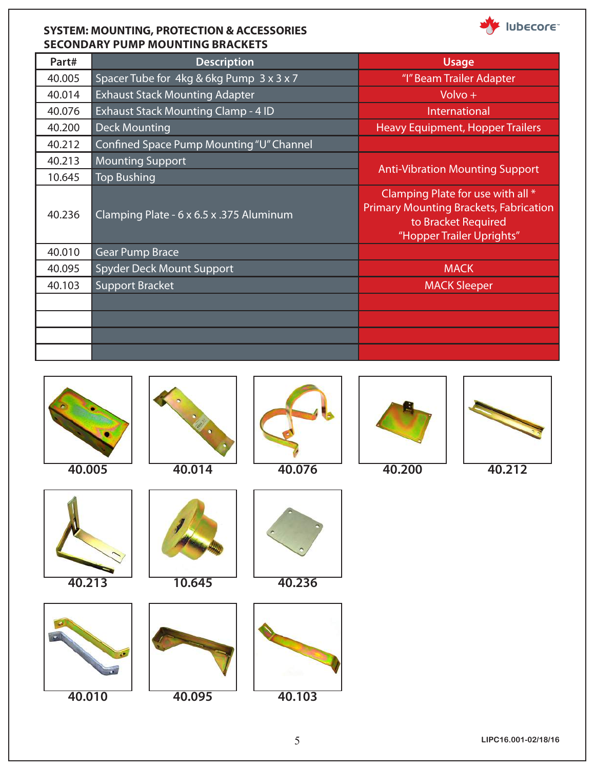## SYSTEM: MOUNTING, PROTECTION & ACCESSORIES
## SECONDARY PUMP MOUNTING BRACKETS

| Part# | Description | Usage |
|---|---|---|
| 40.005 | Spacer Tube for 4kg & 6kg Pump 3 x 3 x 7 | "I" Beam Trailer Adapter |
| 40.014 | Exhaust Stack Mounting Adapter | Volvo + |
| 40.076 | Exhaust Stack Mounting Clamp - 4 ID | International |
| 40.200 | Deck Mounting | Heavy Equipment, Hopper Trailers |
| 40.212 | Confined Space Pump Mounting "U" Channel | |
| 40.213 | Mounting Support | Anti-Vibration Mounting Support |
| 10.645 | Top Bushing | |
| 40.236 | Clamping Plate - 6 x 6.5 x .375 Aluminum | Clamping Plate for use with all * Primary Mounting Brackets, Fabrication to Bracket Required "Hopper Trailer Uprights" |
| 40.010 | Gear Pump Brace | |
| 40.095 | Spyder Deck Mount Support | MACK |
| 40.103 | Support Bracket | MACK Sleeper |
| | | |
| | | |
| | | |
| | | |

40.005

40.014

40.076

40.200

40.212

40.213

10.645

40.236

40.010

40.095

40.103

LIPC16.001-02/18/16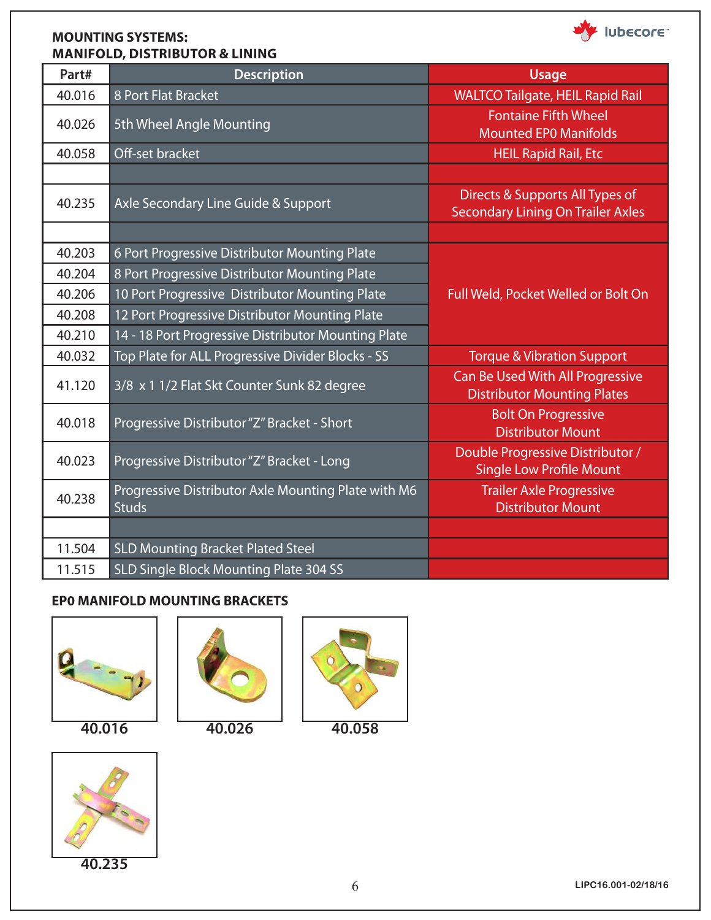## MOUNTING SYSTEMS: MANIFOLD, DISTRIBUTOR & LINING

| Part# | Description | Usage |
|---|---|---|
| 40.016 | 8 Port Flat Bracket | WALTCO Tailgate, HEIL Rapid Rail |
| 40.026 | 5th Wheel Angle Mounting | Fontaine Fifth Wheel Mounted EP0 Manifolds |
| 40.058 | Off-set bracket | HEIL Rapid Rail, Etc |
| | | |
| 40.235 | Axle Secondary Line Guide & Support | Directs & Supports All Types of Secondary Lining On Trailer Axles |
| | | |
| 40.203 | 6 Port Progressive Distributor Mounting Plate | Full Weld, Pocket Welled or Bolt On |
| 40.204 | 8 Port Progressive Distributor Mounting Plate | |
| 40.206 | 10 Port Progressive Distributor Mounting Plate | |
| 40.208 | 12 Port Progressive Distributor Mounting Plate | |
| 40.210 | 14 - 18 Port Progressive Distributor Mounting Plate | |
| 40.032 | Top Plate for ALL Progressive Divider Blocks - SS | Torque & Vibration Support |
| 41.120 | 3/8 x 1 1/2 Flat Skt Counter Sunk 82 degree | Can Be Used With All Progressive Distributor Mounting Plates |
| 40.018 | Progressive Distributor "Z" Bracket - Short | Bolt On Progressive Distributor Mount |
| 40.023 | Progressive Distributor "Z" Bracket - Long | Double Progressive Distributor / Single Low Profile Mount |
| 40.238 | Progressive Distributor Axle Mounting Plate with M6 Studs | Trailer Axle Progressive Distributor Mount |
| | | |
| 11.504 | SLD Mounting Bracket Plated Steel | |
| 11.515 | SLD Single Block Mounting Plate 304 SS | |

### EP0 MANIFOLD MOUNTING BRACKETS

40.016

40.026

40.058

40.235

LIPC16.001-02/18/16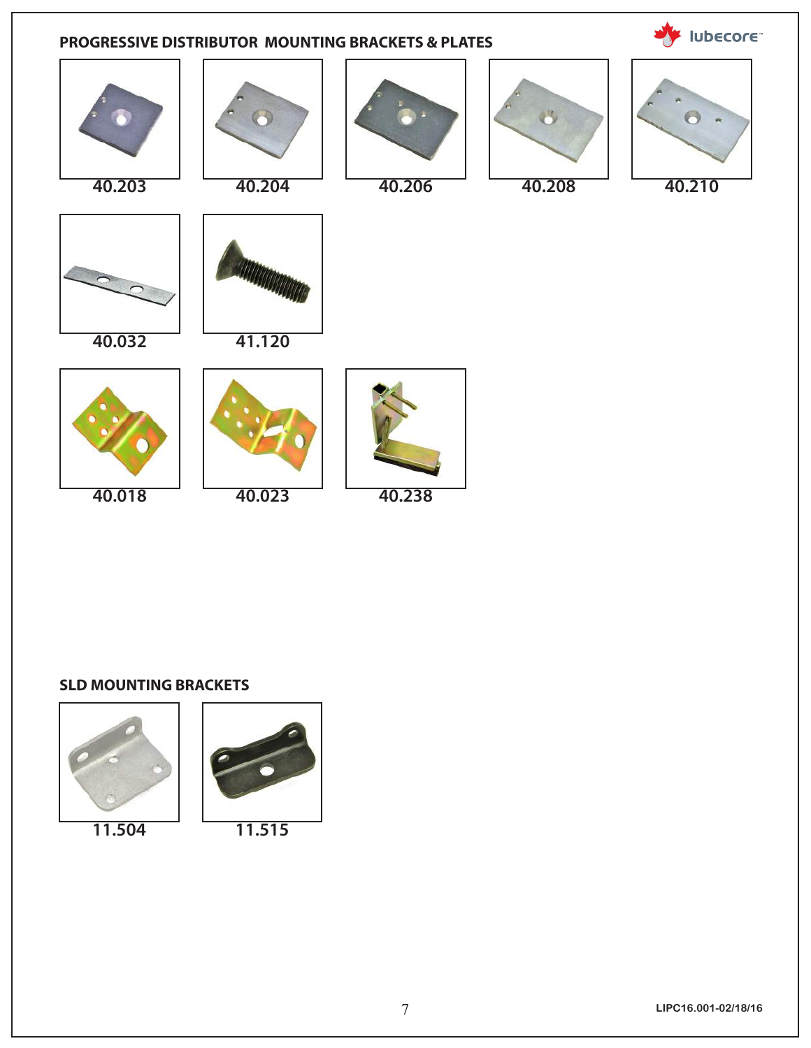## PROGRESSIVE DISTRIBUTOR MOUNTING BRACKETS & PLATES

40.203

40.204

40.206

40.208

40.210

40.032

41.120

40.018

40.023

40.238

## SLD MOUNTING BRACKETS

11.504

11.515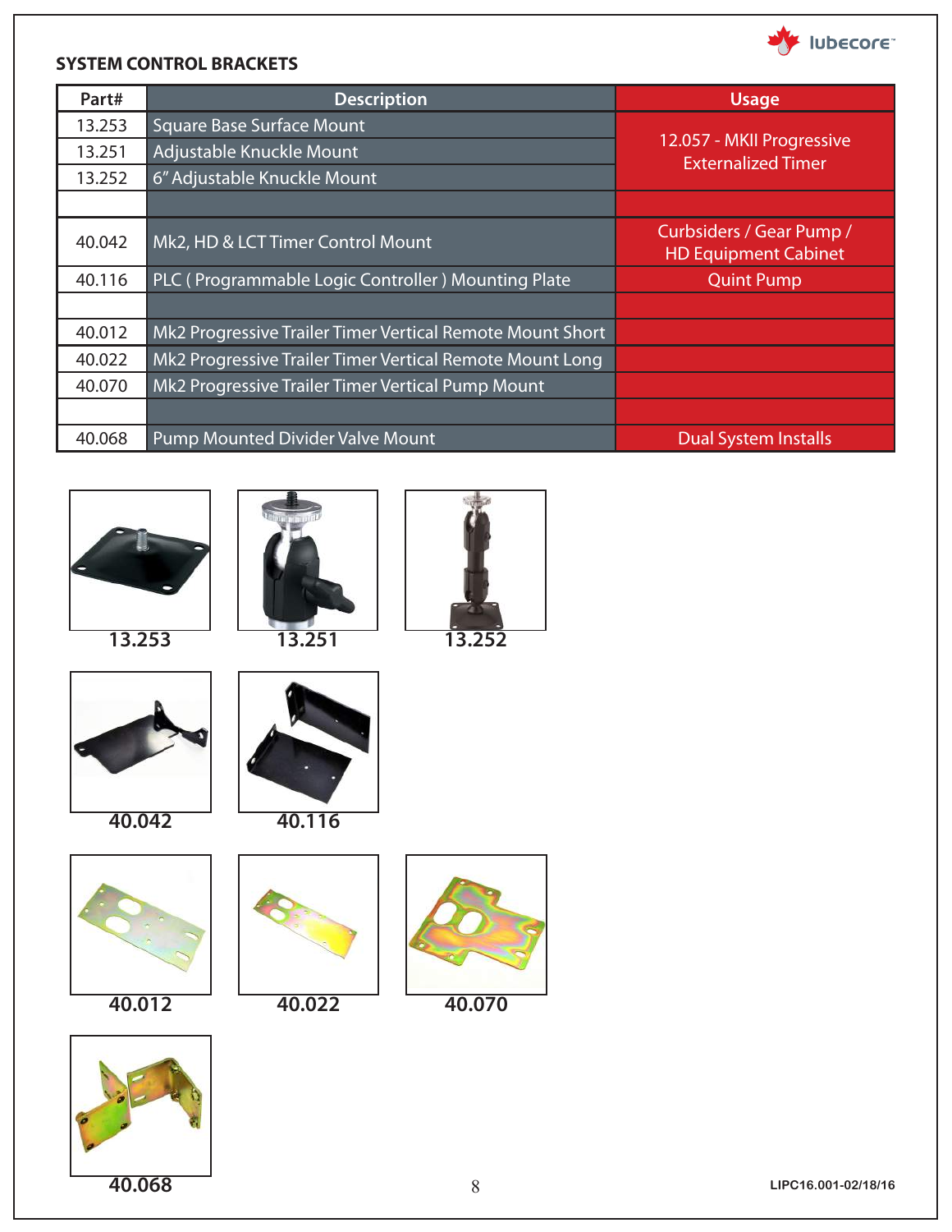## SYSTEM CONTROL BRACKETS

| Part# | Description | Usage |
|---|---|---|
| 13.253 | Square Base Surface Mount | 12.057 - MKII Progressive Externalized Timer |
| 13.251 | Adjustable Knuckle Mount | |
| 13.252 | 6" Adjustable Knuckle Mount | |
| | | |
| 40.042 | Mk2, HD & LCT Timer Control Mount | Curbsiders / Gear Pump / HD Equipment Cabinet |
| 40.116 | PLC ( Programmable Logic Controller ) Mounting Plate | Quint Pump |
| | | |
| 40.012 | Mk2 Progressive Trailer Timer Vertical Remote Mount Short | |
| 40.022 | Mk2 Progressive Trailer Timer Vertical Remote Mount Long | |
| 40.070 | Mk2 Progressive Trailer Timer Vertical Pump Mount | |
| | | |
| 40.068 | Pump Mounted Divider Valve Mount | Dual System Installs |

13.253

13.251

13.252

40.042

40.116

40.012

40.022

40.070

40.068

LIPC16.001-02/18/16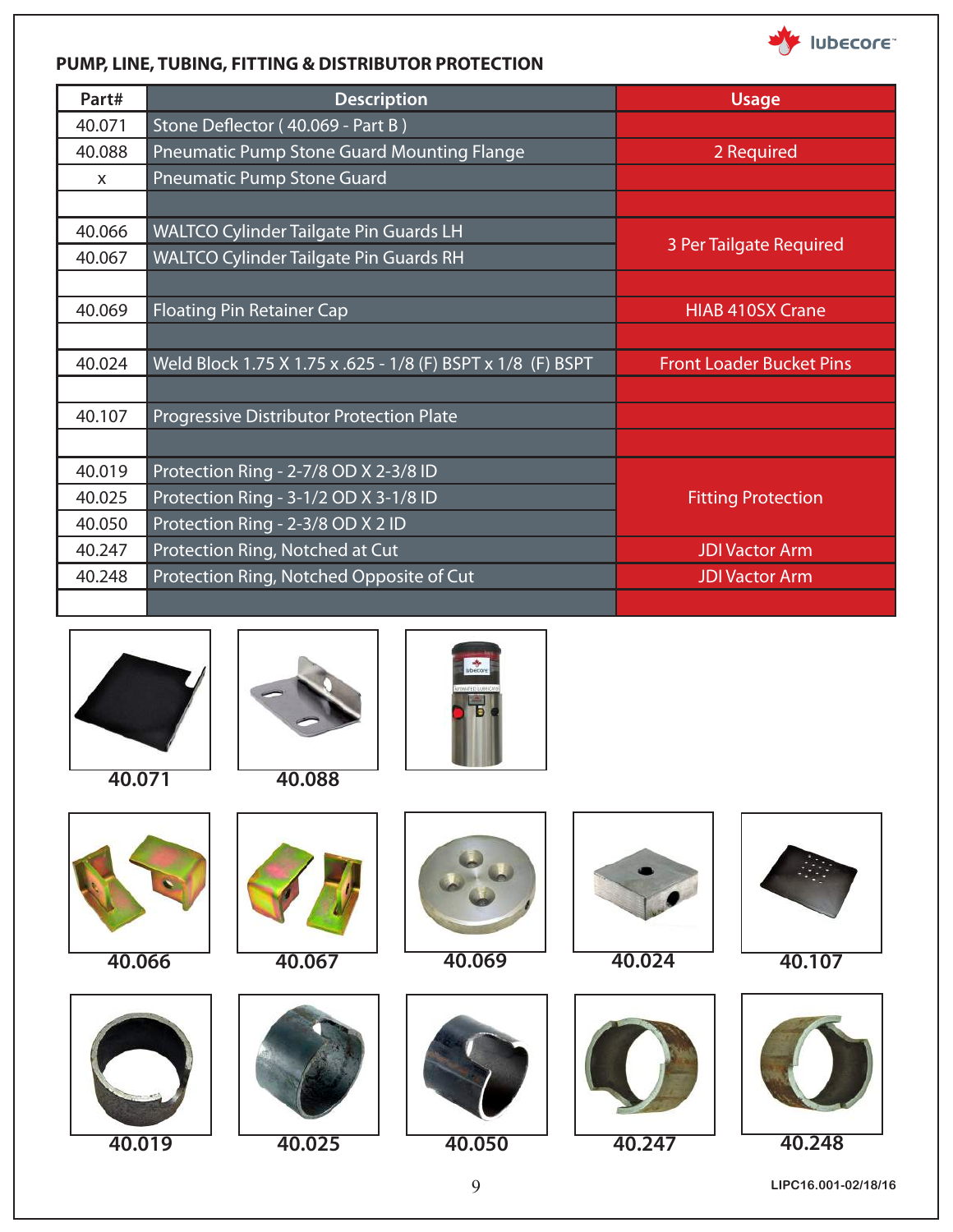## PUMP, LINE, TUBING, FITTING & DISTRIBUTOR PROTECTION

| Part# | Description | Usage |
|---|---|---|
| 40.071 | Stone Deflector ( 40.069 - Part B ) | |
| 40.088 | Pneumatic Pump Stone Guard Mounting Flange | 2 Required |
| x | Pneumatic Pump Stone Guard | |
| | | |
| 40.066 | WALTCO Cylinder Tailgate Pin Guards LH | 3 Per Tailgate Required |
| 40.067 | WALTCO Cylinder Tailgate Pin Guards RH | |
| | | |
| 40.069 | Floating Pin Retainer Cap | HIAB 410SX Crane |
| | | |
| 40.024 | Weld Block 1.75 X 1.75 x .625 - 1/8 (F) BSPT x 1/8 (F) BSPT | Front Loader Bucket Pins |
| | | |
| 40.107 | Progressive Distributor Protection Plate | |
| | | |
| 40.019 | Protection Ring - 2-7/8 OD X 2-3/8 ID | Fitting Protection |
| 40.025 | Protection Ring - 3-1/2 OD X 3-1/8 ID | |
| 40.050 | Protection Ring - 2-3/8 OD X 2 ID | |
| 40.247 | Protection Ring, Notched at Cut | JDI Vactor Arm |
| 40.248 | Protection Ring, Notched Opposite of Cut | JDI Vactor Arm |
| | | |

40.071

40.088

40.066

40.067

40.069

40.024

40.107

40.019

40.025

40.050

40.247

40.248

LIPC16.001-02/18/16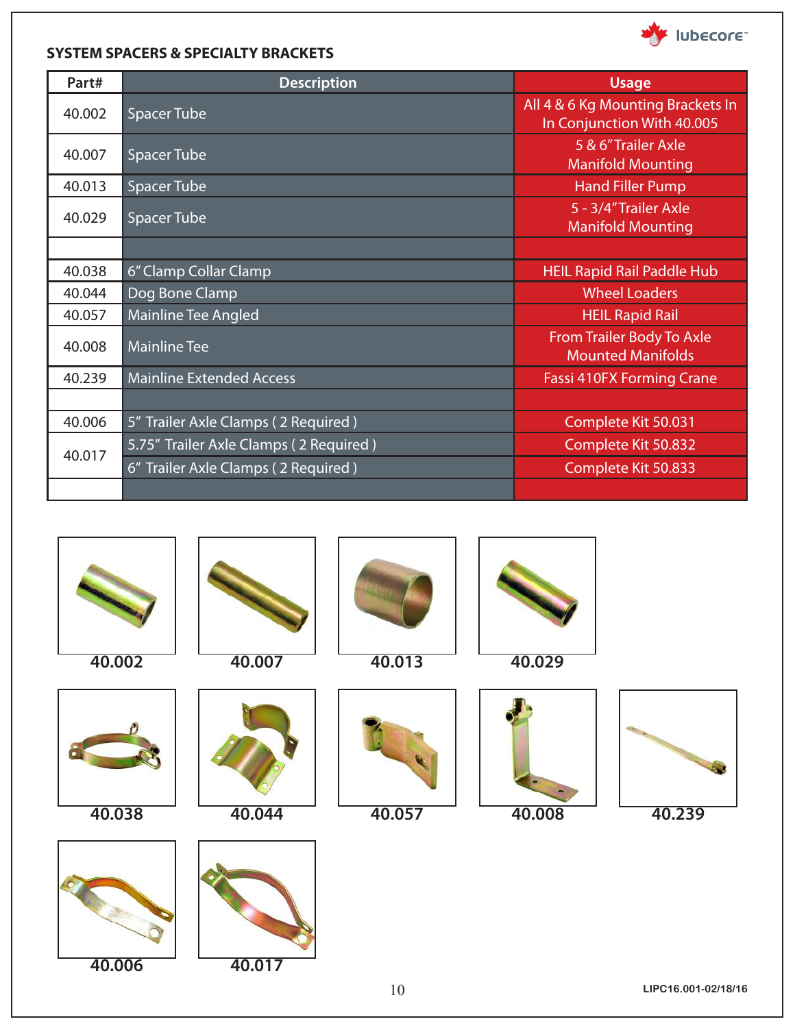## SYSTEM SPACERS & SPECIALTY BRACKETS

| Part# | Description | Usage |
|---|---|---|
| 40.002 | Spacer Tube | All 4 & 6 Kg Mounting Brackets In In Conjunction With 40.005 |
| 40.007 | Spacer Tube | 5 & 6" Trailer Axle Manifold Mounting |
| 40.013 | Spacer Tube | Hand Filler Pump |
| 40.029 | Spacer Tube | 5 - 3/4" Trailer Axle Manifold Mounting |
| | | |
| 40.038 | 6" Clamp Collar Clamp | HEIL Rapid Rail Paddle Hub |
| 40.044 | Dog Bone Clamp | Wheel Loaders |
| 40.057 | Mainline Tee Angled | HEIL Rapid Rail |
| 40.008 | Mainline Tee | From Trailer Body To Axle Mounted Manifolds |
| 40.239 | Mainline Extended Access | Fassi 410FX Forming Crane |
| | | |
| 40.006 | 5" Trailer Axle Clamps ( 2 Required ) | Complete Kit 50.031 |
| 40.017 | 5.75" Trailer Axle Clamps ( 2 Required ) | Complete Kit 50.832 |
| | 6" Trailer Axle Clamps ( 2 Required ) | Complete Kit 50.833 |
| | | |

40.002

40.007

40.013

40.029

40.038

40.044

40.057

40.008

40.239

40.006

40.017

LIPC16.001-02/18/16